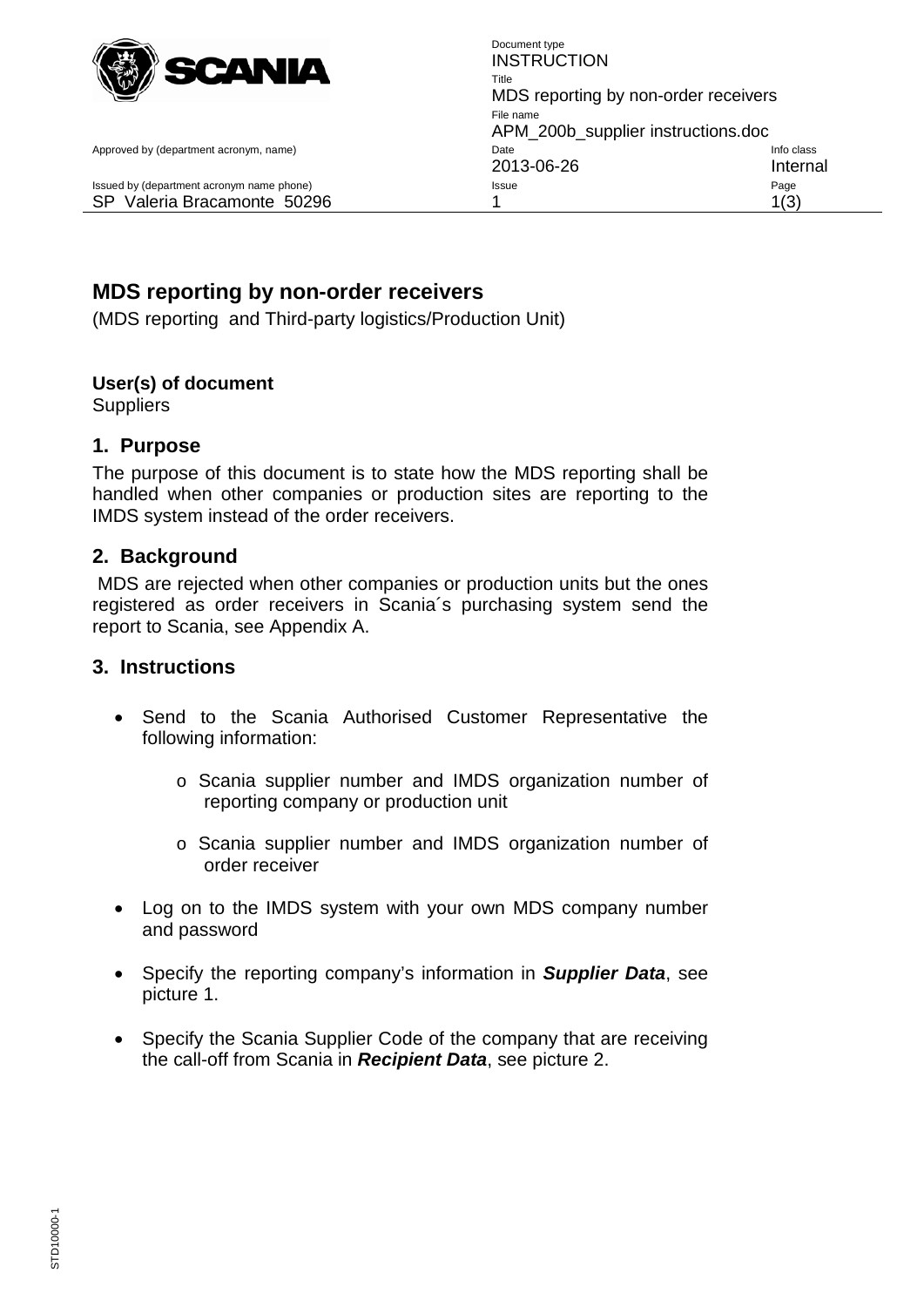# MDS reporting by non-order receivers

(MDS reporting and Third-party logistics/Production Unit)

**User(s) of document**
Suppliers

## 1. Purpose

The purpose of this document is to state how the MDS reporting shall be handled when other companies or production sites are reporting to the IMDS system instead of the order receivers.

## 2. Background

MDS are rejected when other companies or production units but the ones registered as order receivers in Scania´s purchasing system send the report to Scania, see Appendix A.

## 3. Instructions

- Send to the Scania Authorised Customer Representative the following information:
  - Scania supplier number and IMDS organization number of reporting company or production unit
  - Scania supplier number and IMDS organization number of order receiver
- Log on to the IMDS system with your own MDS company number and password
- Specify the reporting company's information in ***Supplier Data***, see picture 1.
- Specify the Scania Supplier Code of the company that are receiving the call-off from Scania in ***Recipient Data***, see picture 2.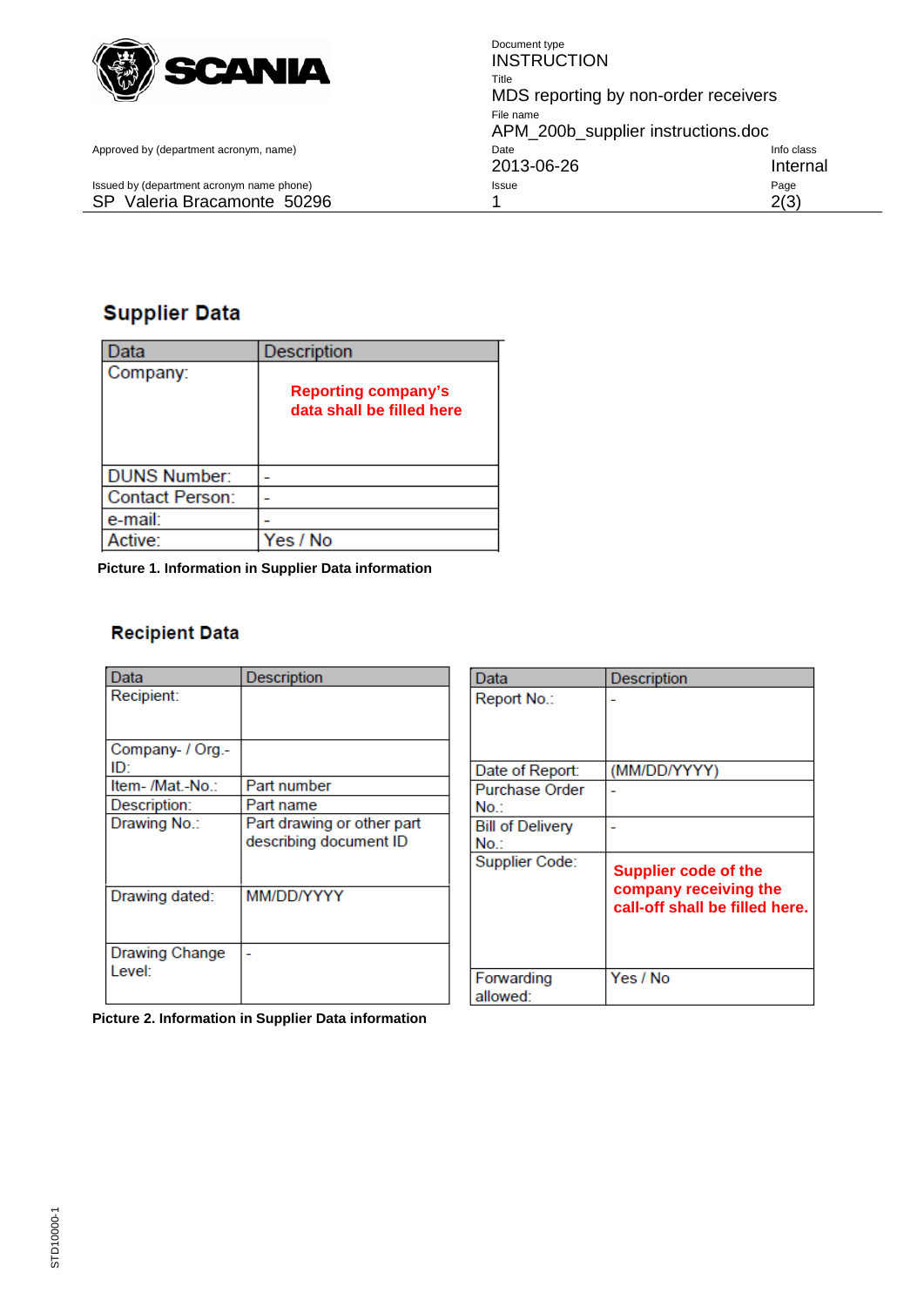## Supplier Data

| Data | Description |
|---|---|
| Company: | **Reporting company's data shall be filled here** |
| DUNS Number: | - |
| Contact Person: | - |
| e-mail: | - |
| Active: | Yes / No |

**Picture 1. Information in Supplier Data information**

## Recipient Data

| Data | Description |
|---|---|
| Recipient: | |
| Company- / Org.-ID: | |
| Item- /Mat.-No.: | Part number |
| Description: | Part name |
| Drawing No.: | Part drawing or other part describing document ID |
| Drawing dated: | MM/DD/YYYY |
| Drawing Change Level: | - |

| Data | Description |
|---|---|
| Report No.: | - |
| Date of Report: | (MM/DD/YYYY) |
| Purchase Order No.: | - |
| Bill of Delivery No.: | - |
| Supplier Code: | **Supplier code of the company receiving the call-off shall be filled here.** |
| Forwarding allowed: | Yes / No |

**Picture 2. Information in Supplier Data information**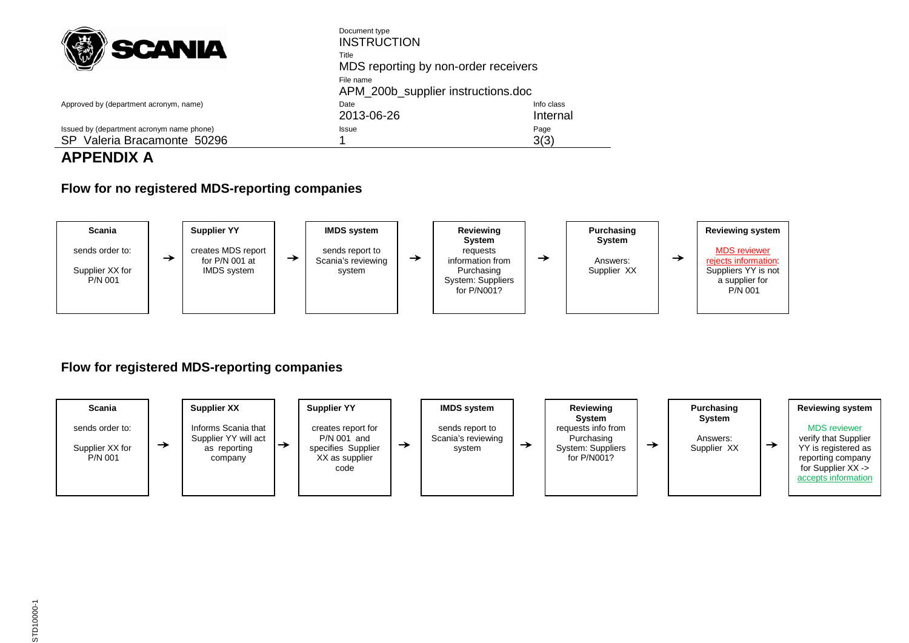## APPENDIX A

### Flow for no registered MDS-reporting companies

**Scania**

sends order to:

Supplier XX for P/N 001

→

**Supplier YY**

creates MDS report for P/N 001 at IMDS system

→

**IMDS system**

sends report to Scania's reviewing system

→

**Reviewing System**

requests information from Purchasing System: Suppliers for P/N001?

→

**Purchasing System**

Answers: Supplier XX

→

**Reviewing system**

MDS reviewer rejects information: Suppliers YY is not a supplier for P/N 001

### Flow for registered MDS-reporting companies

**Scania**

sends order to:

Supplier XX for P/N 001

→

**Supplier XX**

Informs Scania that Supplier YY will act as reporting company

→

**Supplier YY**

creates report for P/N 001 and specifies Supplier XX as supplier code

→

**IMDS system**

sends report to Scania's reviewing system

→

**Reviewing System**

requests info from Purchasing System: Suppliers for P/N001?

→

**Purchasing System**

Answers: Supplier XX

→

**Reviewing system**

MDS reviewer verify that Supplier YY is registered as reporting company for Supplier XX -> accepts information